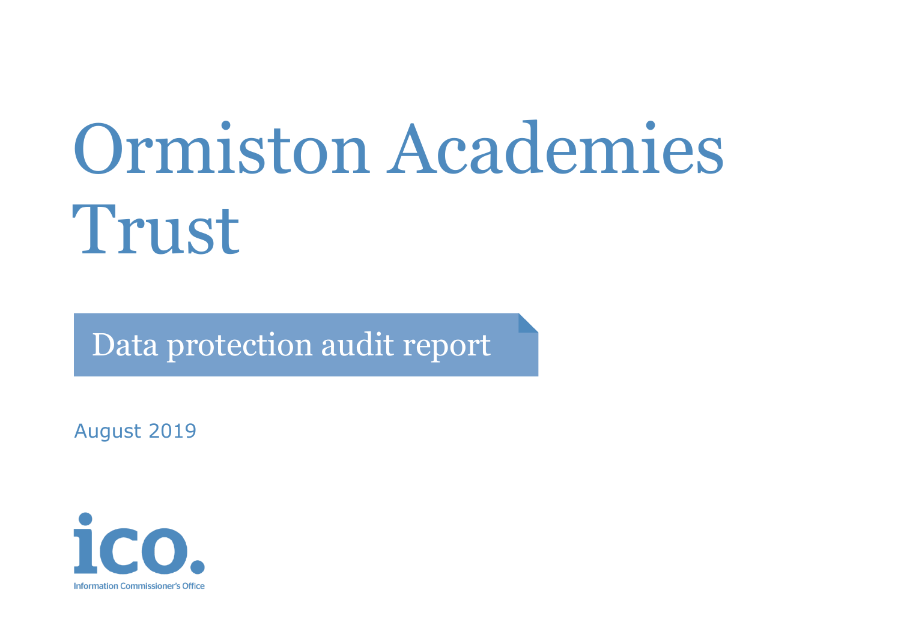# Ormiston Academies Trust

## Data protection audit report

August 2019

ico.

Information Commissioner's Office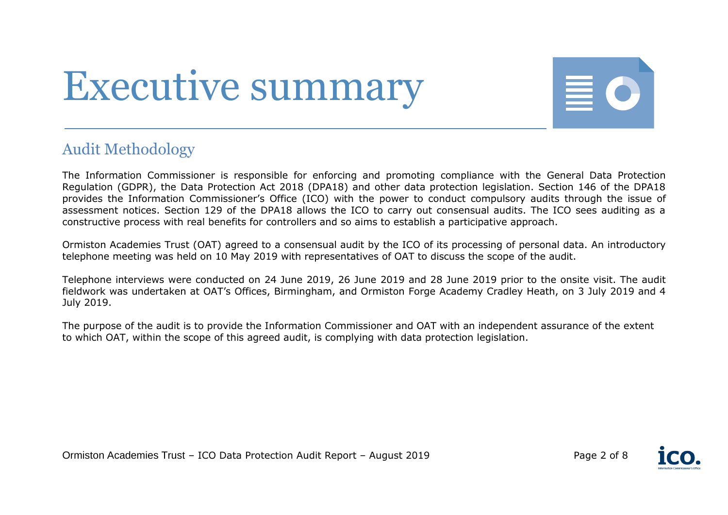# Executive summary

## Audit Methodology

The Information Commissioner is responsible for enforcing and promoting compliance with the General Data Protection Regulation (GDPR), the Data Protection Act 2018 (DPA18) and other data protection legislation. Section 146 of the DPA18 provides the Information Commissioner's Office (ICO) with the power to conduct compulsory audits through the issue of assessment notices. Section 129 of the DPA18 allows the ICO to carry out consensual audits. The ICO sees auditing as a constructive process with real benefits for controllers and so aims to establish a participative approach.

Ormiston Academies Trust (OAT) agreed to a consensual audit by the ICO of its processing of personal data. An introductory telephone meeting was held on 10 May 2019 with representatives of OAT to discuss the scope of the audit.

Telephone interviews were conducted on 24 June 2019, 26 June 2019 and 28 June 2019 prior to the onsite visit. The audit fieldwork was undertaken at OAT's Offices, Birmingham, and Ormiston Forge Academy Cradley Heath, on 3 July 2019 and 4 July 2019.

The purpose of the audit is to provide the Information Commissioner and OAT with an independent assurance of the extent to which OAT, within the scope of this agreed audit, is complying with data protection legislation.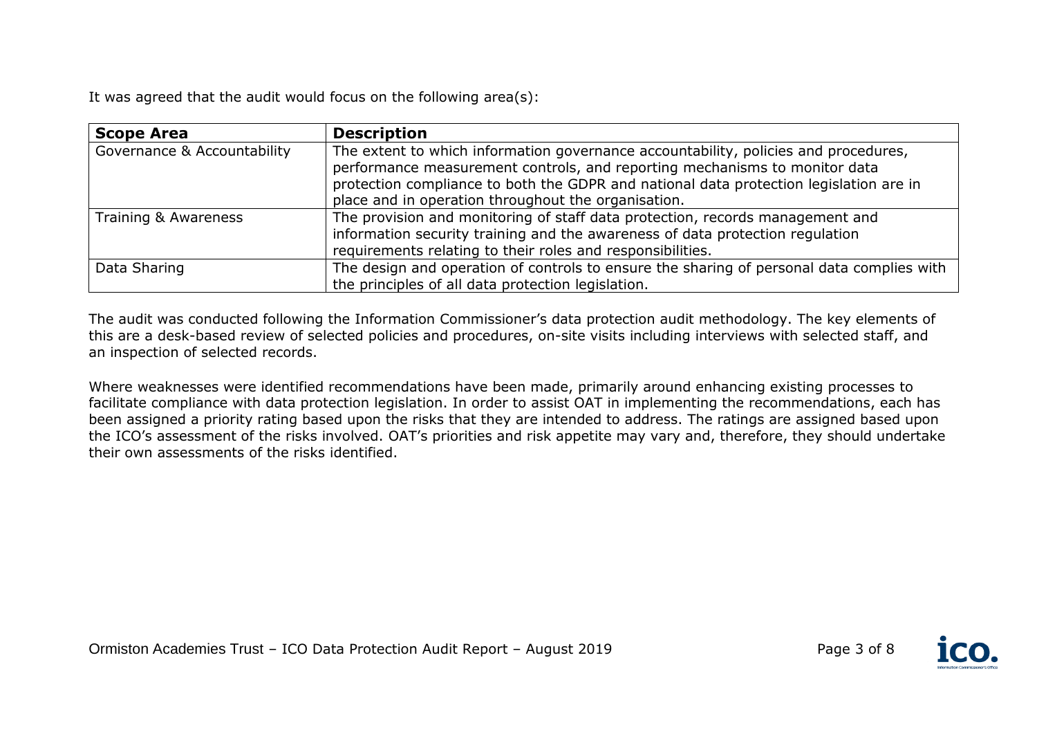It was agreed that the audit would focus on the following area(s):

| Scope Area | Description |
| --- | --- |
| Governance & Accountability | The extent to which information governance accountability, policies and procedures, performance measurement controls, and reporting mechanisms to monitor data protection compliance to both the GDPR and national data protection legislation are in place and in operation throughout the organisation. |
| Training & Awareness | The provision and monitoring of staff data protection, records management and information security training and the awareness of data protection regulation requirements relating to their roles and responsibilities. |
| Data Sharing | The design and operation of controls to ensure the sharing of personal data complies with the principles of all data protection legislation. |

The audit was conducted following the Information Commissioner's data protection audit methodology. The key elements of this are a desk-based review of selected policies and procedures, on-site visits including interviews with selected staff, and an inspection of selected records.

Where weaknesses were identified recommendations have been made, primarily around enhancing existing processes to facilitate compliance with data protection legislation. In order to assist OAT in implementing the recommendations, each has been assigned a priority rating based upon the risks that they are intended to address. The ratings are assigned based upon the ICO's assessment of the risks involved. OAT's priorities and risk appetite may vary and, therefore, they should undertake their own assessments of the risks identified.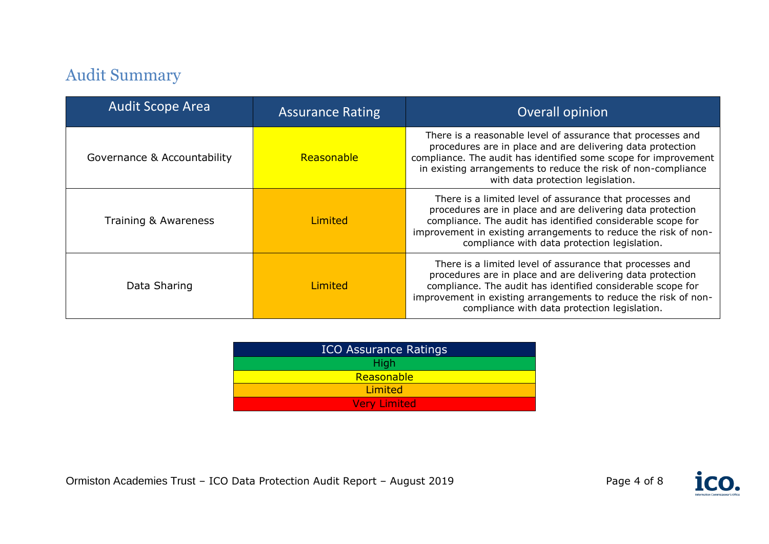## Audit Summary

| Audit Scope Area | Assurance Rating | Overall opinion |
|---|---|---|
| Governance & Accountability | Reasonable | There is a reasonable level of assurance that processes and procedures are in place and are delivering data protection compliance. The audit has identified some scope for improvement in existing arrangements to reduce the risk of non-compliance with data protection legislation. |
| Training & Awareness | Limited | There is a limited level of assurance that processes and procedures are in place and are delivering data protection compliance. The audit has identified considerable scope for improvement in existing arrangements to reduce the risk of non-compliance with data protection legislation. |
| Data Sharing | Limited | There is a limited level of assurance that processes and procedures are in place and are delivering data protection compliance. The audit has identified considerable scope for improvement in existing arrangements to reduce the risk of non-compliance with data protection legislation. |

| ICO Assurance Ratings |
|---|
| High |
| Reasonable |
| Limited |
| Very Limited |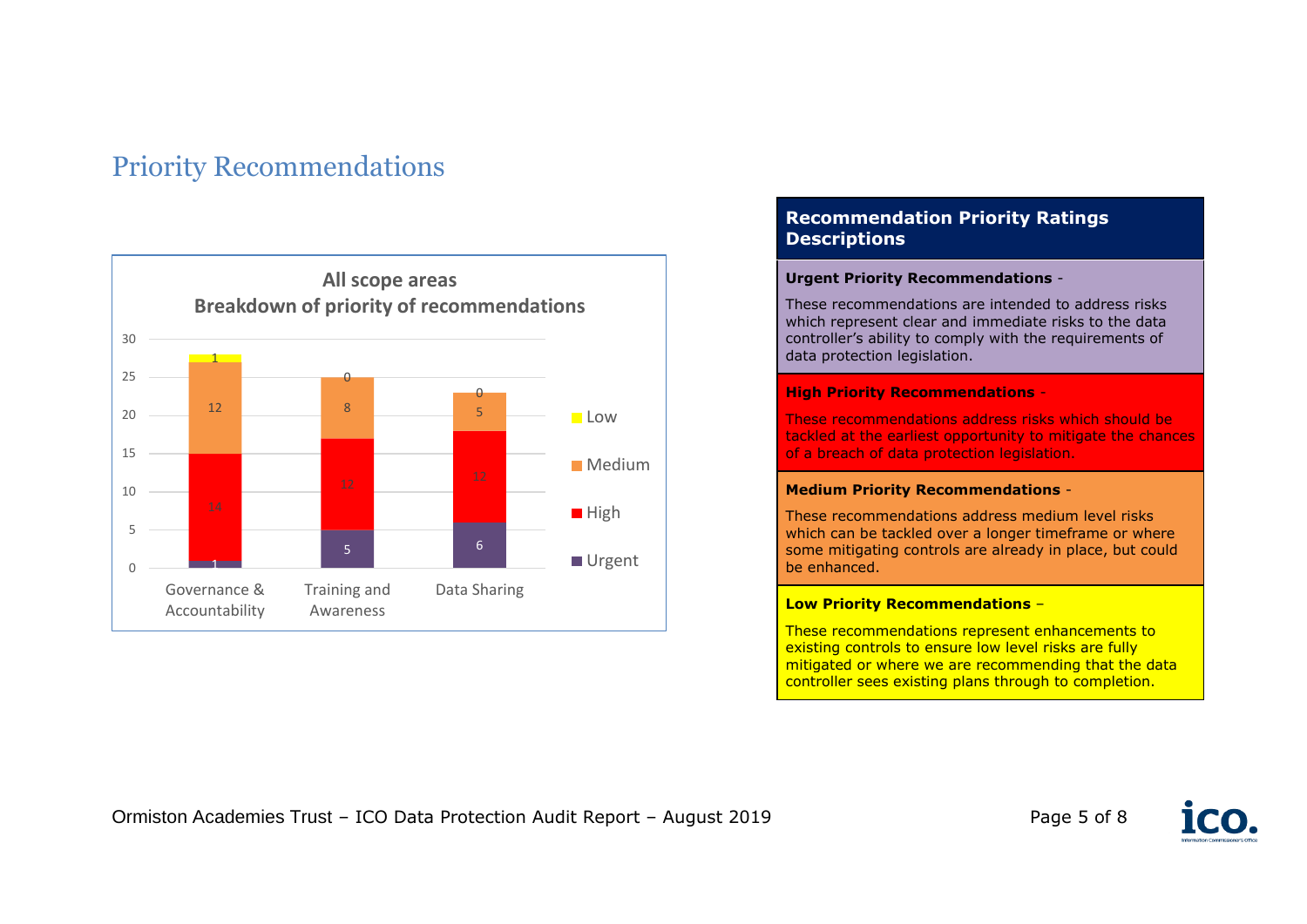# Priority Recommendations

**All scope areas**
**Breakdown of priority of recommendations**

| Scope area | Urgent | High | Medium | Low |
|---|---|---|---|---|
| Governance & Accountability | 1 | 14 | 12 | 1 |
| Training and Awareness | 5 | 12 | 8 | 0 |
| Data Sharing | 6 | 12 | 5 | 0 |

## Recommendation Priority Ratings Descriptions

**Urgent Priority Recommendations** -

These recommendations are intended to address risks which represent clear and immediate risks to the data controller's ability to comply with the requirements of data protection legislation.

**High Priority Recommendations** -

These recommendations address risks which should be tackled at the earliest opportunity to mitigate the chances of a breach of data protection legislation.

**Medium Priority Recommendations** -

These recommendations address medium level risks which can be tackled over a longer timeframe or where some mitigating controls are already in place, but could be enhanced.

**Low Priority Recommendations** –

These recommendations represent enhancements to existing controls to ensure low level risks are fully mitigated or where we are recommending that the data controller sees existing plans through to completion.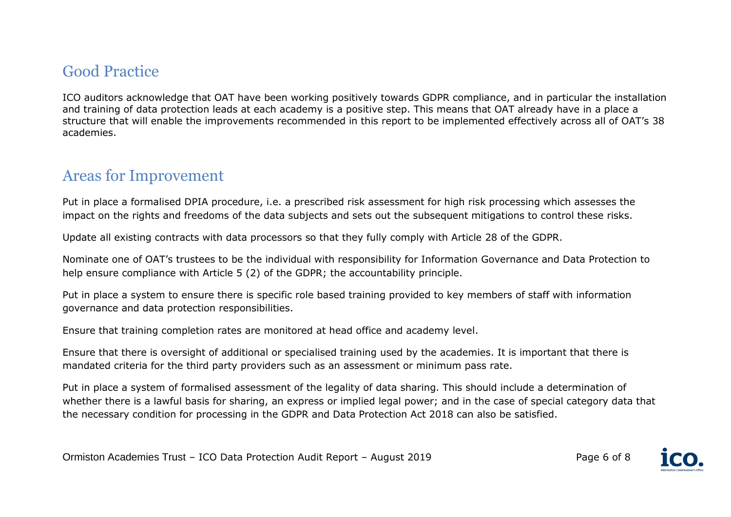## Good Practice

ICO auditors acknowledge that OAT have been working positively towards GDPR compliance, and in particular the installation and training of data protection leads at each academy is a positive step. This means that OAT already have in a place a structure that will enable the improvements recommended in this report to be implemented effectively across all of OAT's 38 academies.

## Areas for Improvement

Put in place a formalised DPIA procedure, i.e. a prescribed risk assessment for high risk processing which assesses the impact on the rights and freedoms of the data subjects and sets out the subsequent mitigations to control these risks.

Update all existing contracts with data processors so that they fully comply with Article 28 of the GDPR.

Nominate one of OAT's trustees to be the individual with responsibility for Information Governance and Data Protection to help ensure compliance with Article 5 (2) of the GDPR; the accountability principle.

Put in place a system to ensure there is specific role based training provided to key members of staff with information governance and data protection responsibilities.

Ensure that training completion rates are monitored at head office and academy level.

Ensure that there is oversight of additional or specialised training used by the academies. It is important that there is mandated criteria for the third party providers such as an assessment or minimum pass rate.

Put in place a system of formalised assessment of the legality of data sharing. This should include a determination of whether there is a lawful basis for sharing, an express or implied legal power; and in the case of special category data that the necessary condition for processing in the GDPR and Data Protection Act 2018 can also be satisfied.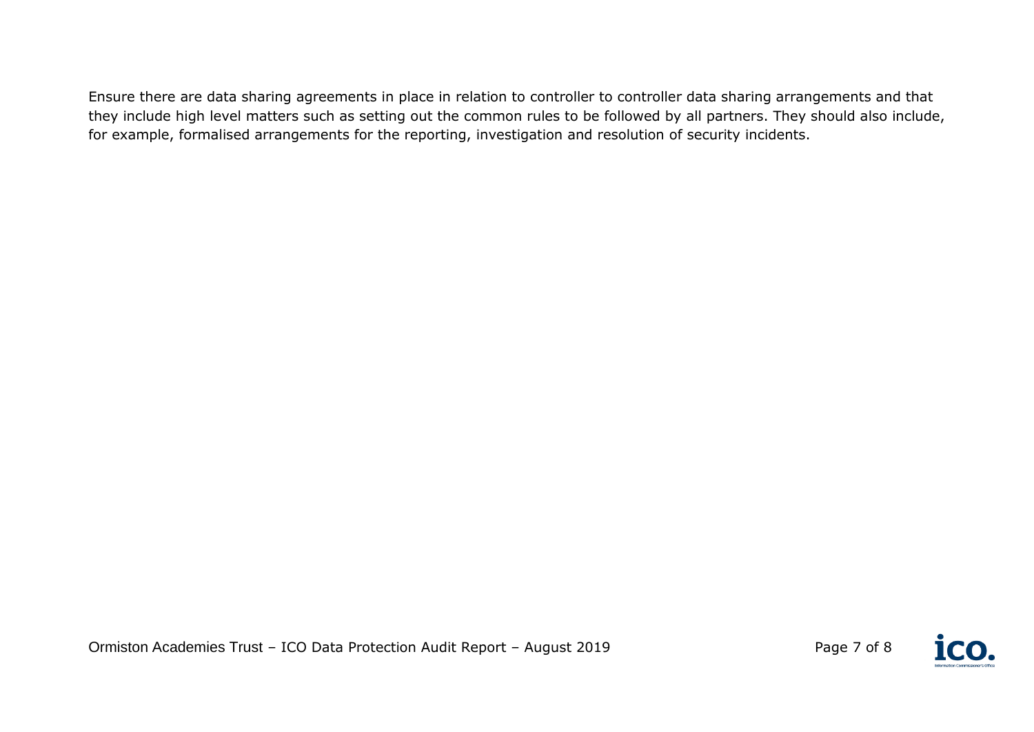Ensure there are data sharing agreements in place in relation to controller to controller data sharing arrangements and that they include high level matters such as setting out the common rules to be followed by all partners. They should also include, for example, formalised arrangements for the reporting, investigation and resolution of security incidents.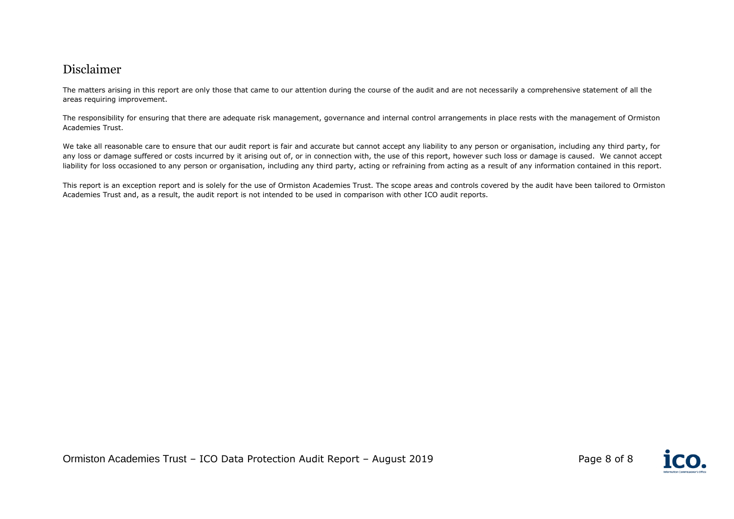## Disclaimer

The matters arising in this report are only those that came to our attention during the course of the audit and are not necessarily a comprehensive statement of all the areas requiring improvement.

The responsibility for ensuring that there are adequate risk management, governance and internal control arrangements in place rests with the management of Ormiston Academies Trust.

We take all reasonable care to ensure that our audit report is fair and accurate but cannot accept any liability to any person or organisation, including any third party, for any loss or damage suffered or costs incurred by it arising out of, or in connection with, the use of this report, however such loss or damage is caused. We cannot accept liability for loss occasioned to any person or organisation, including any third party, acting or refraining from acting as a result of any information contained in this report.

This report is an exception report and is solely for the use of Ormiston Academies Trust. The scope areas and controls covered by the audit have been tailored to Ormiston Academies Trust and, as a result, the audit report is not intended to be used in comparison with other ICO audit reports.